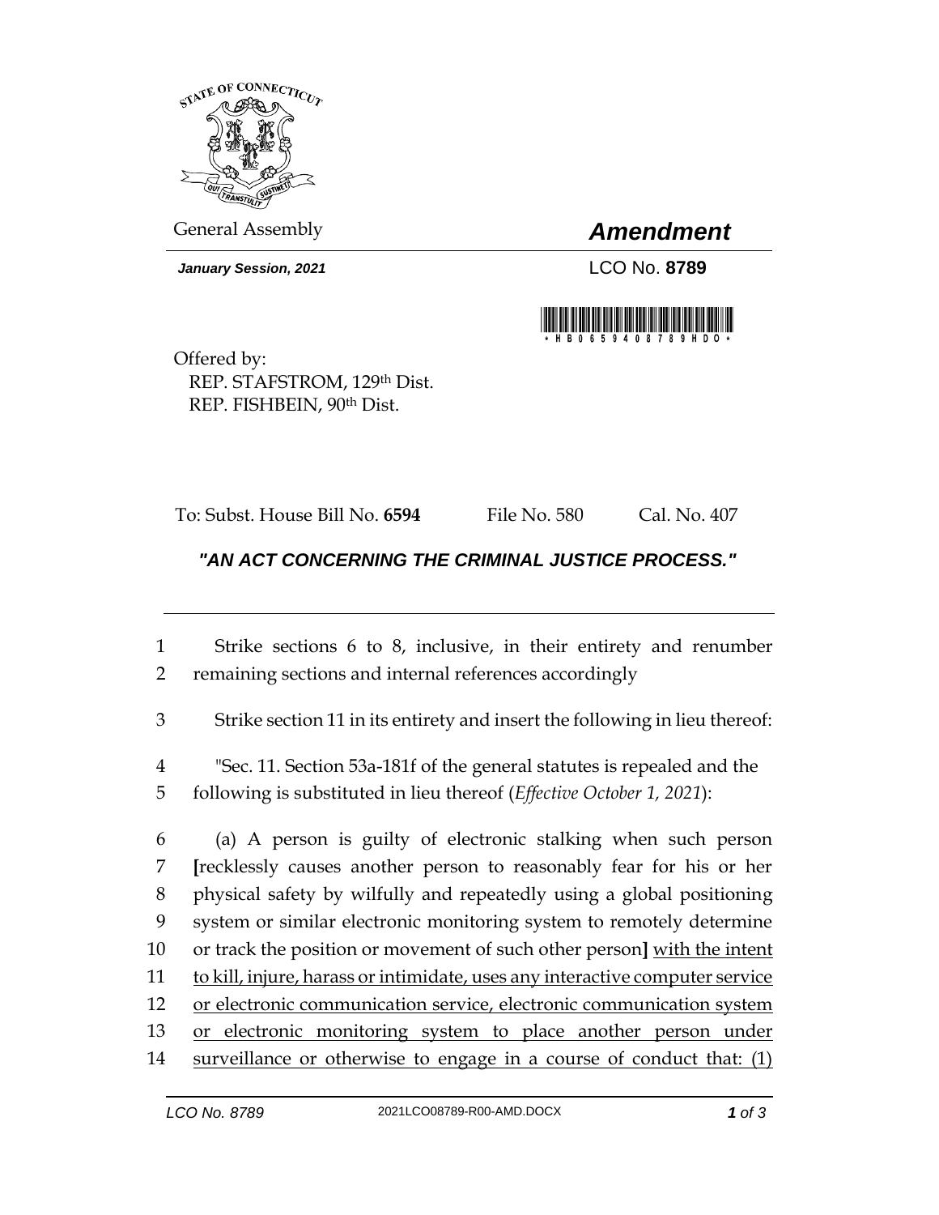General Assembly

# *Amendment*

***January Session, 2021***

LCO No. **8789**

Offered by:
REP. STAFSTROM, 129th Dist.
REP. FISHBEIN, 90th Dist.

To: Subst. House Bill No. **6594** File No. 580 Cal. No. 407

## *"AN ACT CONCERNING THE CRIMINAL JUSTICE PROCESS."*

---

1 Strike sections 6 to 8, inclusive, in their entirety and renumber
2 remaining sections and internal references accordingly

3 Strike section 11 in its entirety and insert the following in lieu thereof:

4 "Sec. 11. Section 53a-181f of the general statutes is repealed and the
5 following is substituted in lieu thereof (*Effective October 1, 2021*):

6 (a) A person is guilty of electronic stalking when such person
7 **[**recklessly causes another person to reasonably fear for his or her
8 physical safety by wilfully and repeatedly using a global positioning
9 system or similar electronic monitoring system to remotely determine
10 or track the position or movement of such other person**]** <u>with the intent</u>
11 <u>to kill, injure, harass or intimidate, uses any interactive computer service</u>
12 <u>or electronic communication service, electronic communication system</u>
13 <u>or electronic monitoring system to place another person under</u>
14 <u>surveillance or otherwise to engage in a course of conduct that: (1)</u>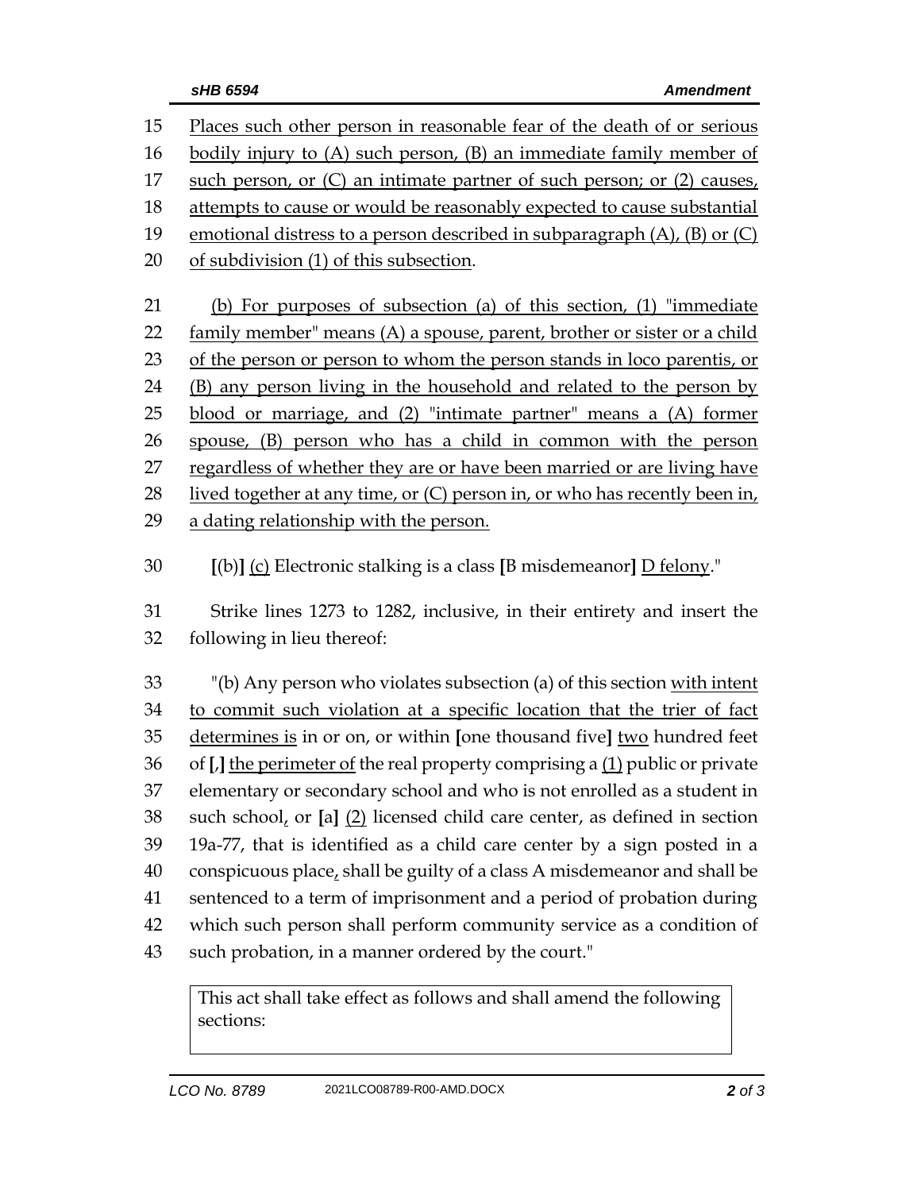15 Places such other person in reasonable fear of the death of or serious
16 bodily injury to (A) such person, (B) an immediate family member of
17 such person, or (C) an intimate partner of such person; or (2) causes,
18 attempts to cause or would be reasonably expected to cause substantial
19 emotional distress to a person described in subparagraph (A), (B) or (C)
20 of subdivision (1) of this subsection.

21 (b) For purposes of subsection (a) of this section, (1) "immediate
22 family member" means (A) a spouse, parent, brother or sister or a child
23 of the person or person to whom the person stands in loco parentis, or
24 (B) any person living in the household and related to the person by
25 blood or marriage, and (2) "intimate partner" means a (A) former
26 spouse, (B) person who has a child in common with the person
27 regardless of whether they are or have been married or are living have
28 lived together at any time, or (C) person in, or who has recently been in,
29 a dating relationship with the person.

30 [(b)] (c) Electronic stalking is a class [B misdemeanor] D felony."

31 Strike lines 1273 to 1282, inclusive, in their entirety and insert the
32 following in lieu thereof:

33 "(b) Any person who violates subsection (a) of this section with intent
34 to commit such violation at a specific location that the trier of fact
35 determines is in or on, or within [one thousand five] two hundred feet
36 of [,] the perimeter of the real property comprising a (1) public or private
37 elementary or secondary school and who is not enrolled as a student in
38 such school, or [a] (2) licensed child care center, as defined in section
39 19a-77, that is identified as a child care center by a sign posted in a
40 conspicuous place, shall be guilty of a class A misdemeanor and shall be
41 sentenced to a term of imprisonment and a period of probation during
42 which such person shall perform community service as a condition of
43 such probation, in a manner ordered by the court."

| This act shall take effect as follows and shall amend the following sections: |
|---|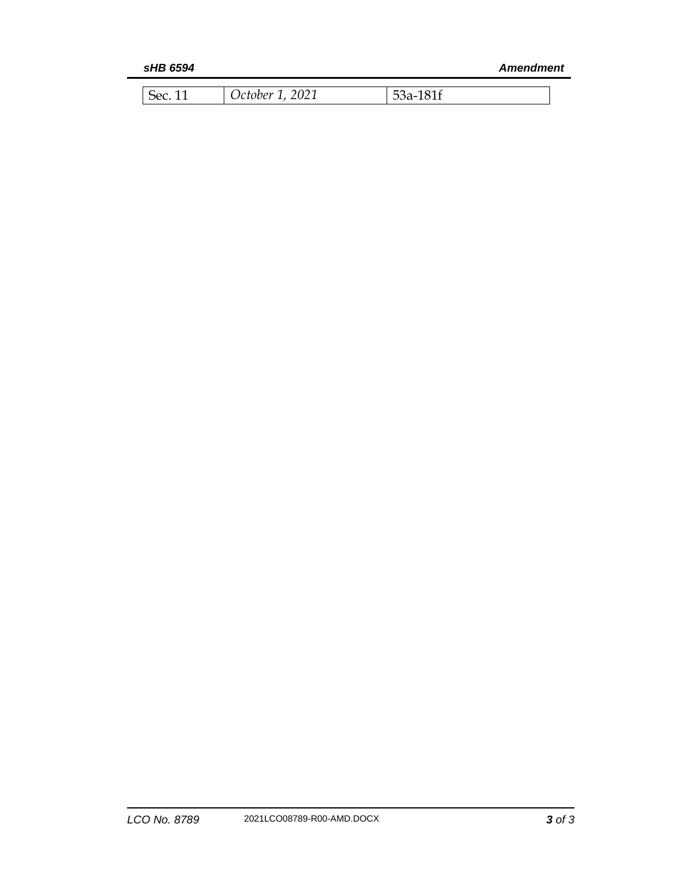| | | |
|---|---|---|
| Sec. 11 | *October 1, 2021* | 53a-181f |